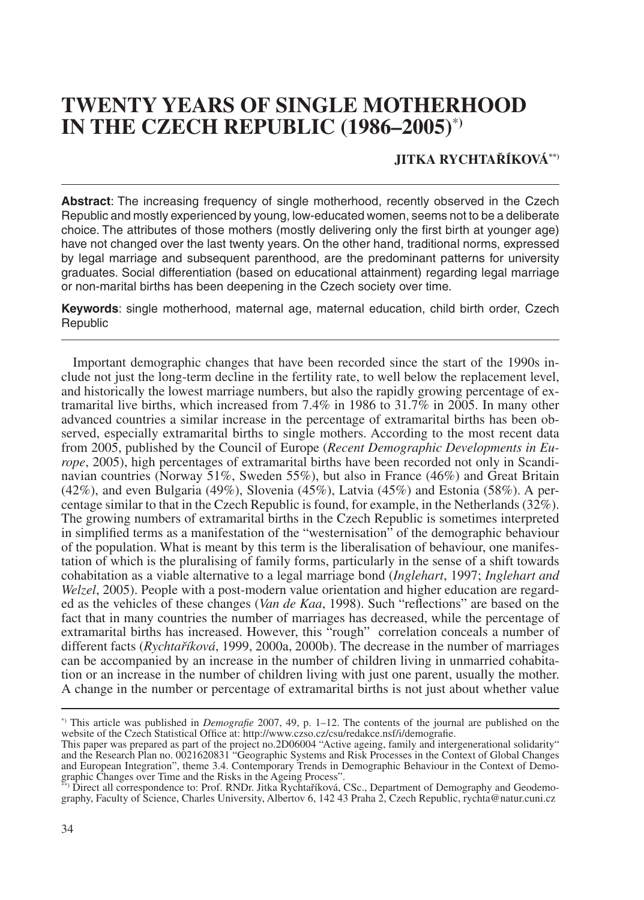# TWENTY YEARS OF SINGLE MOTHERHOOD IN THE CZECH REPUBLIC (1986–2005)[*)]

**JITKA RYCHTAŘÍKOVÁ**[**)]

**Abstract**: The increasing frequency of single motherhood, recently observed in the Czech Republic and mostly experienced by young, low-educated women, seems not to be a deliberate choice. The attributes of those mothers (mostly delivering only the first birth at younger age) have not changed over the last twenty years. On the other hand, traditional norms, expressed by legal marriage and subsequent parenthood, are the predominant patterns for university graduates. Social differentiation (based on educational attainment) regarding legal marriage or non-marital births has been deepening in the Czech society over time.

**Keywords**: single motherhood, maternal age, maternal education, child birth order, Czech Republic

Important demographic changes that have been recorded since the start of the 1990s include not just the long-term decline in the fertility rate, to well below the replacement level, and historically the lowest marriage numbers, but also the rapidly growing percentage of extramarital live births, which increased from 7.4% in 1986 to 31.7% in 2005. In many other advanced countries a similar increase in the percentage of extramarital births has been observed, especially extramarital births to single mothers. According to the most recent data from 2005, published by the Council of Europe (*Recent Demographic Developments in Europe*, 2005), high percentages of extramarital births have been recorded not only in Scandinavian countries (Norway 51%, Sweden 55%), but also in France (46%) and Great Britain (42%), and even Bulgaria (49%), Slovenia (45%), Latvia (45%) and Estonia (58%). A percentage similar to that in the Czech Republic is found, for example, in the Netherlands (32%). The growing numbers of extramarital births in the Czech Republic is sometimes interpreted in simplified terms as a manifestation of the "westernisation" of the demographic behaviour of the population. What is meant by this term is the liberalisation of behaviour, one manifestation of which is the pluralising of family forms, particularly in the sense of a shift towards cohabitation as a viable alternative to a legal marriage bond (*Inglehart*, 1997; *Inglehart and Welzel*, 2005). People with a post-modern value orientation and higher education are regarded as the vehicles of these changes (*Van de Kaa*, 1998). Such "reflections" are based on the fact that in many countries the number of marriages has decreased, while the percentage of extramarital births has increased. However, this "rough" correlation conceals a number of different facts (*Rychtaříková*, 1999, 2000a, 2000b). The decrease in the number of marriages can be accompanied by an increase in the number of children living in unmarried cohabitation or an increase in the number of children living with just one parent, usually the mother. A change in the number or percentage of extramarital births is not just about whether value

---

[*)] This article was published in *Demografie* 2007, 49, p. 1–12. The contents of the journal are published on the website of the Czech Statistical Office at: http://www.czso.cz/csu/redakce.nsf/i/demografie.
This paper was prepared as part of the project no.2D06004 "Active ageing, family and intergenerational solidarity" and the Research Plan no. 0021620831 "Geographic Systems and Risk Processes in the Context of Global Changes and European Integration", theme 3.4. Contemporary Trends in Demographic Behaviour in the Context of Demographic Changes over Time and the Risks in the Ageing Process".

[**)] Direct all correspondence to: Prof. RNDr. Jitka Rychtaříková, CSc., Department of Demography and Geodemography, Faculty of Science, Charles University, Albertov 6, 142 43 Praha 2, Czech Republic, rychta@natur.cuni.cz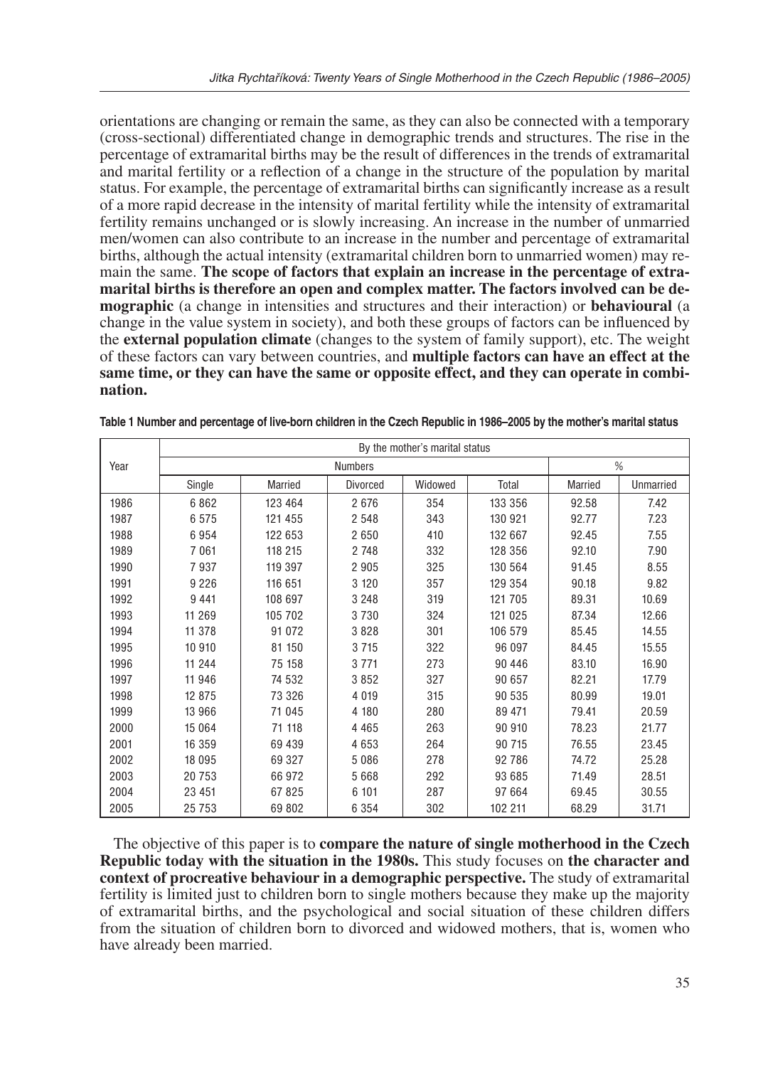orientations are changing or remain the same, as they can also be connected with a temporary (cross-sectional) differentiated change in demographic trends and structures. The rise in the percentage of extramarital births may be the result of differences in the trends of extramarital and marital fertility or a reflection of a change in the structure of the population by marital status. For example, the percentage of extramarital births can significantly increase as a result of a more rapid decrease in the intensity of marital fertility while the intensity of extramarital fertility remains unchanged or is slowly increasing. An increase in the number of unmarried men/women can also contribute to an increase in the number and percentage of extramarital births, although the actual intensity (extramarital children born to unmarried women) may remain the same. **The scope of factors that explain an increase in the percentage of extramarital births is therefore an open and complex matter. The factors involved can be demographic** (a change in intensities and structures and their interaction) or **behavioural** (a change in the value system in society), and both these groups of factors can be influenced by the **external population climate** (changes to the system of family support), etc. The weight of these factors can vary between countries, and **multiple factors can have an effect at the same time, or they can have the same or opposite effect, and they can operate in combination.**

**Table 1 Number and percentage of live-born children in the Czech Republic in 1986–2005 by the mother's marital status**

| Year | By the mother's marital status | | | | | | |
|---|---|---|---|---|---|---|---|
| | Numbers | | | | | % | |
| | Single | Married | Divorced | Widowed | Total | Married | Unmarried |
| 1986 | 6 862 | 123 464 | 2 676 | 354 | 133 356 | 92.58 | 7.42 |
| 1987 | 6 575 | 121 455 | 2 548 | 343 | 130 921 | 92.77 | 7.23 |
| 1988 | 6 954 | 122 653 | 2 650 | 410 | 132 667 | 92.45 | 7.55 |
| 1989 | 7 061 | 118 215 | 2 748 | 332 | 128 356 | 92.10 | 7.90 |
| 1990 | 7 937 | 119 397 | 2 905 | 325 | 130 564 | 91.45 | 8.55 |
| 1991 | 9 226 | 116 651 | 3 120 | 357 | 129 354 | 90.18 | 9.82 |
| 1992 | 9 441 | 108 697 | 3 248 | 319 | 121 705 | 89.31 | 10.69 |
| 1993 | 11 269 | 105 702 | 3 730 | 324 | 121 025 | 87.34 | 12.66 |
| 1994 | 11 378 | 91 072 | 3 828 | 301 | 106 579 | 85.45 | 14.55 |
| 1995 | 10 910 | 81 150 | 3 715 | 322 | 96 097 | 84.45 | 15.55 |
| 1996 | 11 244 | 75 158 | 3 771 | 273 | 90 446 | 83.10 | 16.90 |
| 1997 | 11 946 | 74 532 | 3 852 | 327 | 90 657 | 82.21 | 17.79 |
| 1998 | 12 875 | 73 326 | 4 019 | 315 | 90 535 | 80.99 | 19.01 |
| 1999 | 13 966 | 71 045 | 4 180 | 280 | 89 471 | 79.41 | 20.59 |
| 2000 | 15 064 | 71 118 | 4 465 | 263 | 90 910 | 78.23 | 21.77 |
| 2001 | 16 359 | 69 439 | 4 653 | 264 | 90 715 | 76.55 | 23.45 |
| 2002 | 18 095 | 69 327 | 5 086 | 278 | 92 786 | 74.72 | 25.28 |
| 2003 | 20 753 | 66 972 | 5 668 | 292 | 93 685 | 71.49 | 28.51 |
| 2004 | 23 451 | 67 825 | 6 101 | 287 | 97 664 | 69.45 | 30.55 |
| 2005 | 25 753 | 69 802 | 6 354 | 302 | 102 211 | 68.29 | 31.71 |

The objective of this paper is to **compare the nature of single motherhood in the Czech Republic today with the situation in the 1980s.** This study focuses on **the character and context of procreative behaviour in a demographic perspective.** The study of extramarital fertility is limited just to children born to single mothers because they make up the majority of extramarital births, and the psychological and social situation of these children differs from the situation of children born to divorced and widowed mothers, that is, women who have already been married.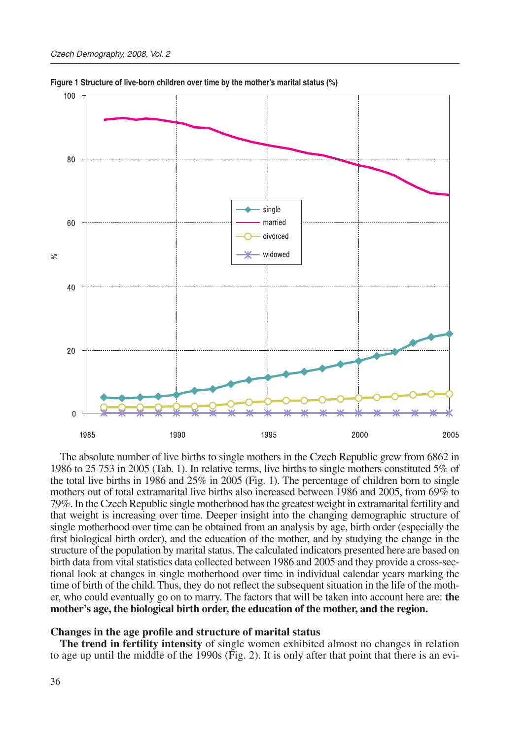**Figure 1 Structure of live-born children over time by the mother's marital status (%)**

The absolute number of live births to single mothers in the Czech Republic grew from 6862 in 1986 to 25 753 in 2005 (Tab. 1). In relative terms, live births to single mothers constituted 5% of the total live births in 1986 and 25% in 2005 (Fig. 1). The percentage of children born to single mothers out of total extramarital live births also increased between 1986 and 2005, from 69% to 79%. In the Czech Republic single motherhood has the greatest weight in extramarital fertility and that weight is increasing over time. Deeper insight into the changing demographic structure of single motherhood over time can be obtained from an analysis by age, birth order (especially the first biological birth order), and the education of the mother, and by studying the change in the structure of the population by marital status. The calculated indicators presented here are based on birth data from vital statistics data collected between 1986 and 2005 and they provide a cross-sectional look at changes in single motherhood over time in individual calendar years marking the time of birth of the child. Thus, they do not reflect the subsequent situation in the life of the mother, who could eventually go on to marry. The factors that will be taken into account here are: **the mother's age, the biological birth order, the education of the mother, and the region.**

### Changes in the age profile and structure of marital status

**The trend in fertility intensity** of single women exhibited almost no changes in relation to age up until the middle of the 1990s (Fig. 2). It is only after that point that there is an evi-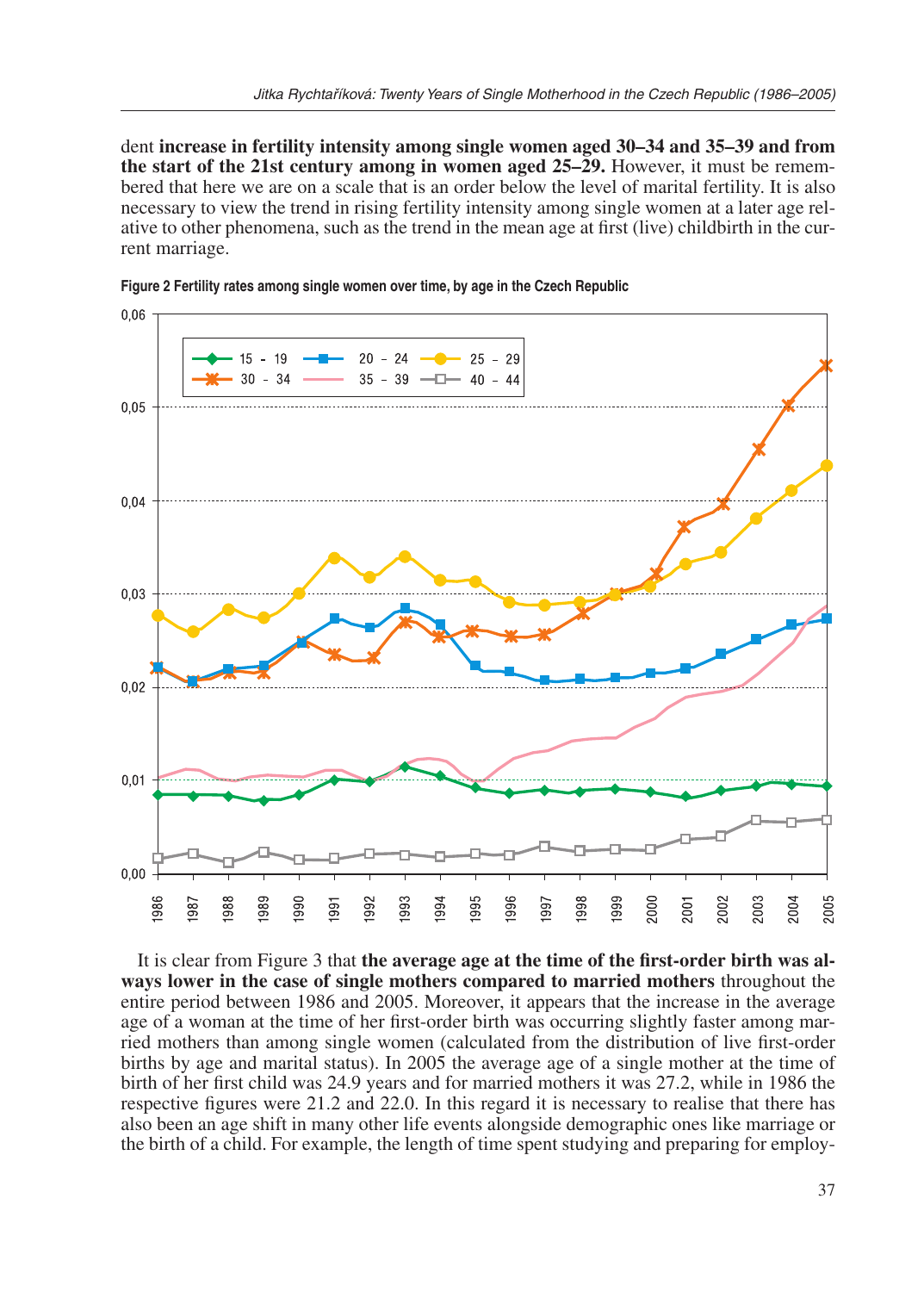dent **increase in fertility intensity among single women aged 30–34 and 35–39 and from the start of the 21st century among in women aged 25–29.** However, it must be remembered that here we are on a scale that is an order below the level of marital fertility. It is also necessary to view the trend in rising fertility intensity among single women at a later age relative to other phenomena, such as the trend in the mean age at first (live) childbirth in the current marriage.

**Figure 2 Fertility rates among single women over time, by age in the Czech Republic**

It is clear from Figure 3 that **the average age at the time of the first-order birth was always lower in the case of single mothers compared to married mothers** throughout the entire period between 1986 and 2005. Moreover, it appears that the increase in the average age of a woman at the time of her first-order birth was occurring slightly faster among married mothers than among single women (calculated from the distribution of live first-order births by age and marital status). In 2005 the average age of a single mother at the time of birth of her first child was 24.9 years and for married mothers it was 27.2, while in 1986 the respective figures were 21.2 and 22.0. In this regard it is necessary to realise that there has also been an age shift in many other life events alongside demographic ones like marriage or the birth of a child. For example, the length of time spent studying and preparing for employ-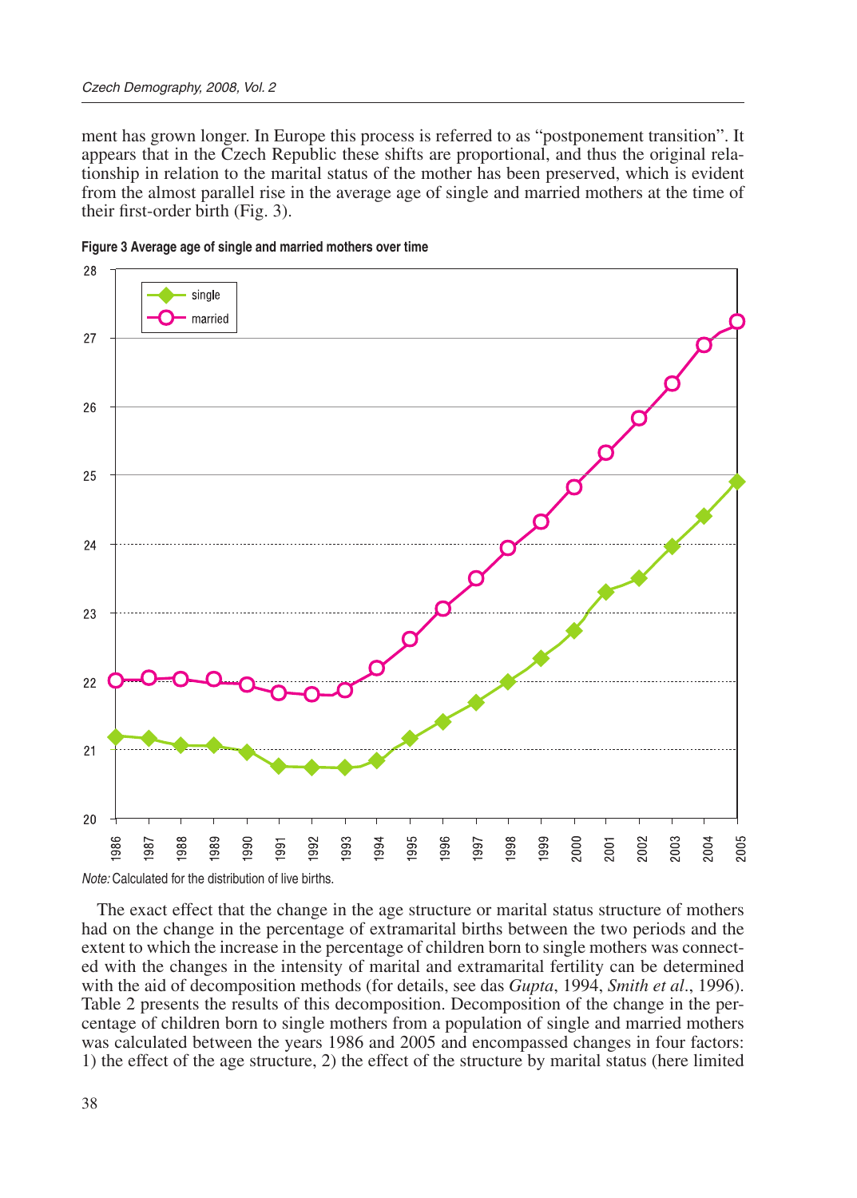ment has grown longer. In Europe this process is referred to as "postponement transition". It appears that in the Czech Republic these shifts are proportional, and thus the original relationship in relation to the marital status of the mother has been preserved, which is evident from the almost parallel rise in the average age of single and married mothers at the time of their first-order birth (Fig. 3).

**Figure 3 Average age of single and married mothers over time**

*Note:* Calculated for the distribution of live births.

The exact effect that the change in the age structure or marital status structure of mothers had on the change in the percentage of extramarital births between the two periods and the extent to which the increase in the percentage of children born to single mothers was connected with the changes in the intensity of marital and extramarital fertility can be determined with the aid of decomposition methods (for details, see das *Gupta*, 1994, *Smith et al*., 1996). Table 2 presents the results of this decomposition. Decomposition of the change in the percentage of children born to single mothers from a population of single and married mothers was calculated between the years 1986 and 2005 and encompassed changes in four factors: 1) the effect of the age structure, 2) the effect of the structure by marital status (here limited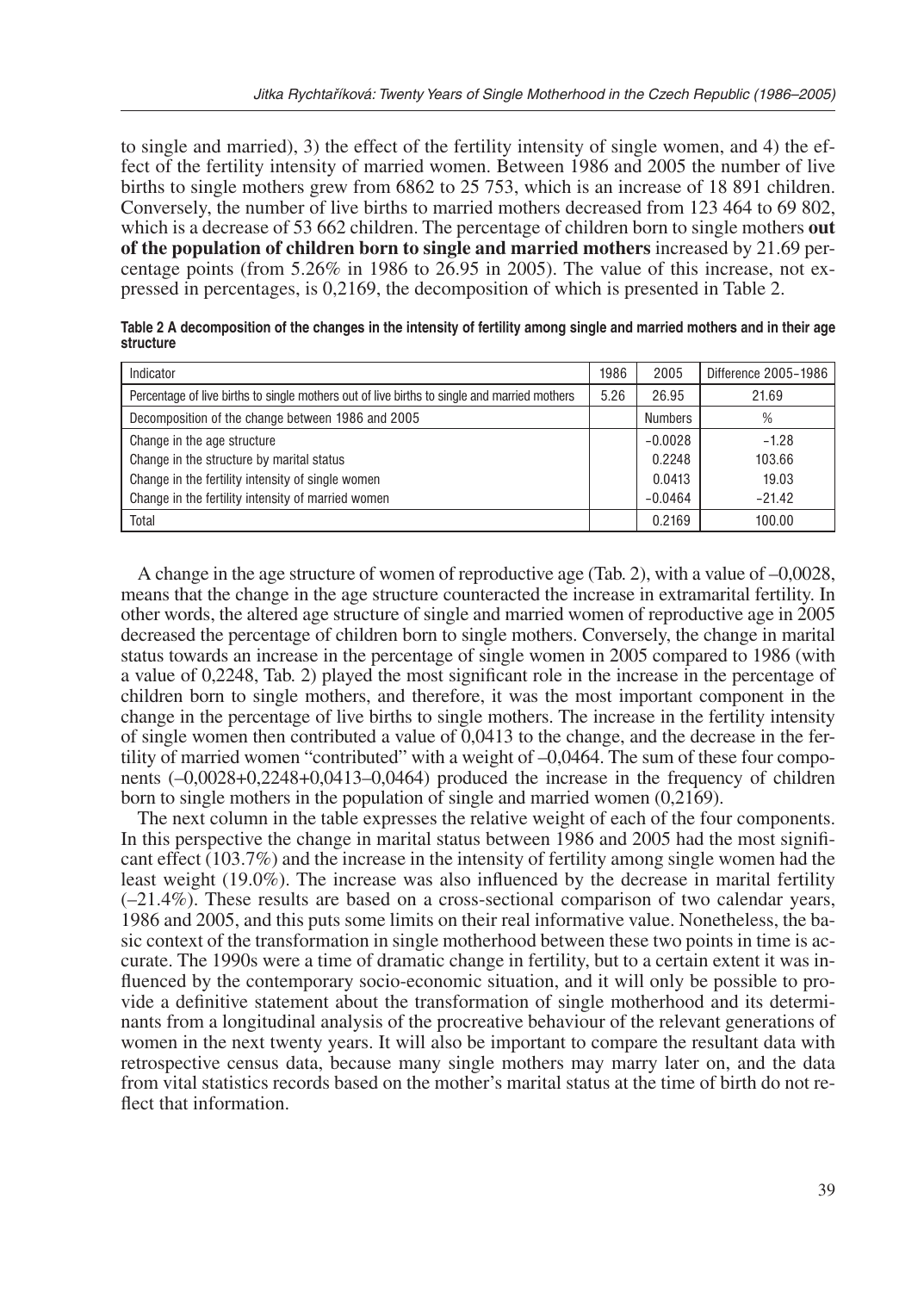to single and married), 3) the effect of the fertility intensity of single women, and 4) the effect of the fertility intensity of married women. Between 1986 and 2005 the number of live births to single mothers grew from 6862 to 25 753, which is an increase of 18 891 children. Conversely, the number of live births to married mothers decreased from 123 464 to 69 802, which is a decrease of 53 662 children. The percentage of children born to single mothers **out of the population of children born to single and married mothers** increased by 21.69 percentage points (from 5.26% in 1986 to 26.95 in 2005). The value of this increase, not expressed in percentages, is 0,2169, the decomposition of which is presented in Table 2.

**Table 2 A decomposition of the changes in the intensity of fertility among single and married mothers and in their age structure**

| Indicator | 1986 | 2005 | Difference 2005–1986 |
|---|---|---|---|
| Percentage of live births to single mothers out of live births to single and married mothers | 5.26 | 26.95 | 21.69 |
| Decomposition of the change between 1986 and 2005 | | Numbers | % |
| Change in the age structure | | –0.0028 | –1.28 |
| Change in the structure by marital status | | 0.2248 | 103.66 |
| Change in the fertility intensity of single women | | 0.0413 | 19.03 |
| Change in the fertility intensity of married women | | –0.0464 | –21.42 |
| Total | | 0.2169 | 100.00 |

A change in the age structure of women of reproductive age (Tab. 2), with a value of –0,0028, means that the change in the age structure counteracted the increase in extramarital fertility. In other words, the altered age structure of single and married women of reproductive age in 2005 decreased the percentage of children born to single mothers. Conversely, the change in marital status towards an increase in the percentage of single women in 2005 compared to 1986 (with a value of 0,2248, Tab. 2) played the most significant role in the increase in the percentage of children born to single mothers, and therefore, it was the most important component in the change in the percentage of live births to single mothers. The increase in the fertility intensity of single women then contributed a value of 0,0413 to the change, and the decrease in the fertility of married women "contributed" with a weight of –0,0464. The sum of these four components (–0,0028+0,2248+0,0413–0,0464) produced the increase in the frequency of children born to single mothers in the population of single and married women (0,2169).

The next column in the table expresses the relative weight of each of the four components. In this perspective the change in marital status between 1986 and 2005 had the most significant effect (103.7%) and the increase in the intensity of fertility among single women had the least weight (19.0%). The increase was also influenced by the decrease in marital fertility (–21.4%). These results are based on a cross-sectional comparison of two calendar years, 1986 and 2005, and this puts some limits on their real informative value. Nonetheless, the basic context of the transformation in single motherhood between these two points in time is accurate. The 1990s were a time of dramatic change in fertility, but to a certain extent it was influenced by the contemporary socio-economic situation, and it will only be possible to provide a definitive statement about the transformation of single motherhood and its determinants from a longitudinal analysis of the procreative behaviour of the relevant generations of women in the next twenty years. It will also be important to compare the resultant data with retrospective census data, because many single mothers may marry later on, and the data from vital statistics records based on the mother's marital status at the time of birth do not reflect that information.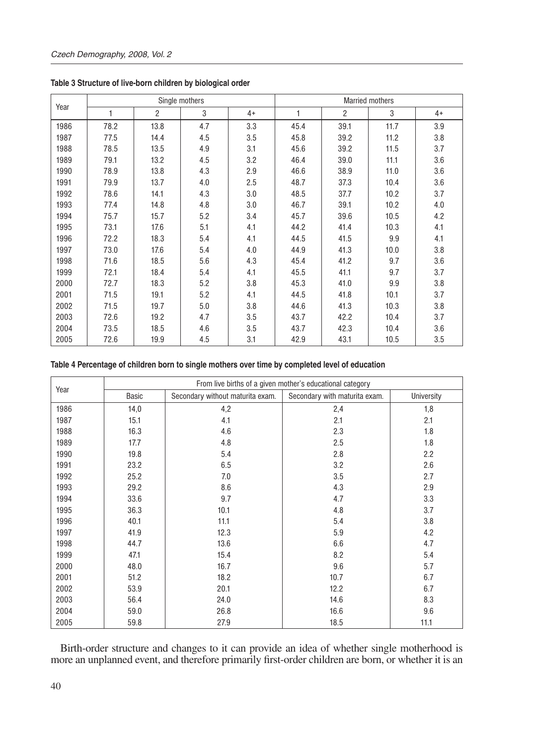**Table 3 Structure of live-born children by biological order**

| Year | Single mothers | | | | Married mothers | | | |
|---|---|---|---|---|---|---|---|---|
| | 1 | 2 | 3 | 4+ | 1 | 2 | 3 | 4+ |
| 1986 | 78.2 | 13.8 | 4.7 | 3.3 | 45.4 | 39.1 | 11.7 | 3.9 |
| 1987 | 77.5 | 14.4 | 4.5 | 3.5 | 45.8 | 39.2 | 11.2 | 3.8 |
| 1988 | 78.5 | 13.5 | 4.9 | 3.1 | 45.6 | 39.2 | 11.5 | 3.7 |
| 1989 | 79.1 | 13.2 | 4.5 | 3.2 | 46.4 | 39.0 | 11.1 | 3.6 |
| 1990 | 78.9 | 13.8 | 4.3 | 2.9 | 46.6 | 38.9 | 11.0 | 3.6 |
| 1991 | 79.9 | 13.7 | 4.0 | 2.5 | 48.7 | 37.3 | 10.4 | 3.6 |
| 1992 | 78.6 | 14.1 | 4.3 | 3.0 | 48.5 | 37.7 | 10.2 | 3.7 |
| 1993 | 77.4 | 14.8 | 4.8 | 3.0 | 46.7 | 39.1 | 10.2 | 4.0 |
| 1994 | 75.7 | 15.7 | 5.2 | 3.4 | 45.7 | 39.6 | 10.5 | 4.2 |
| 1995 | 73.1 | 17.6 | 5.1 | 4.1 | 44.2 | 41.4 | 10.3 | 4.1 |
| 1996 | 72.2 | 18.3 | 5.4 | 4.1 | 44.5 | 41.5 | 9.9 | 4.1 |
| 1997 | 73.0 | 17.6 | 5.4 | 4.0 | 44.9 | 41.3 | 10.0 | 3.8 |
| 1998 | 71.6 | 18.5 | 5.6 | 4.3 | 45.4 | 41.2 | 9.7 | 3.6 |
| 1999 | 72.1 | 18.4 | 5.4 | 4.1 | 45.5 | 41.1 | 9.7 | 3.7 |
| 2000 | 72.7 | 18.3 | 5.2 | 3.8 | 45.3 | 41.0 | 9.9 | 3.8 |
| 2001 | 71.5 | 19.1 | 5.2 | 4.1 | 44.5 | 41.8 | 10.1 | 3.7 |
| 2002 | 71.5 | 19.7 | 5.0 | 3.8 | 44.6 | 41.3 | 10.3 | 3.8 |
| 2003 | 72.6 | 19.2 | 4.7 | 3.5 | 43.7 | 42.2 | 10.4 | 3.7 |
| 2004 | 73.5 | 18.5 | 4.6 | 3.5 | 43.7 | 42.3 | 10.4 | 3.6 |
| 2005 | 72.6 | 19.9 | 4.5 | 3.1 | 42.9 | 43.1 | 10.5 | 3.5 |

**Table 4 Percentage of children born to single mothers over time by completed level of education**

| Year | From live births of a given mother's educational category | | | |
|---|---|---|---|---|
| | Basic | Secondary without maturita exam. | Secondary with maturita exam. | University |
| 1986 | 14,0 | 4,2 | 2,4 | 1,8 |
| 1987 | 15.1 | 4.1 | 2.1 | 2.1 |
| 1988 | 16.3 | 4.6 | 2.3 | 1.8 |
| 1989 | 17.7 | 4.8 | 2.5 | 1.8 |
| 1990 | 19.8 | 5.4 | 2.8 | 2.2 |
| 1991 | 23.2 | 6.5 | 3.2 | 2.6 |
| 1992 | 25.2 | 7.0 | 3.5 | 2.7 |
| 1993 | 29.2 | 8.6 | 4.3 | 2.9 |
| 1994 | 33.6 | 9.7 | 4.7 | 3.3 |
| 1995 | 36.3 | 10.1 | 4.8 | 3.7 |
| 1996 | 40.1 | 11.1 | 5.4 | 3.8 |
| 1997 | 41.9 | 12.3 | 5.9 | 4.2 |
| 1998 | 44.7 | 13.6 | 6.6 | 4.7 |
| 1999 | 47.1 | 15.4 | 8.2 | 5.4 |
| 2000 | 48.0 | 16.7 | 9.6 | 5.7 |
| 2001 | 51.2 | 18.2 | 10.7 | 6.7 |
| 2002 | 53.9 | 20.1 | 12.2 | 6.7 |
| 2003 | 56.4 | 24.0 | 14.6 | 8.3 |
| 2004 | 59.0 | 26.8 | 16.6 | 9.6 |
| 2005 | 59.8 | 27.9 | 18.5 | 11.1 |

Birth-order structure and changes to it can provide an idea of whether single motherhood is more an unplanned event, and therefore primarily first-order children are born, or whether it is an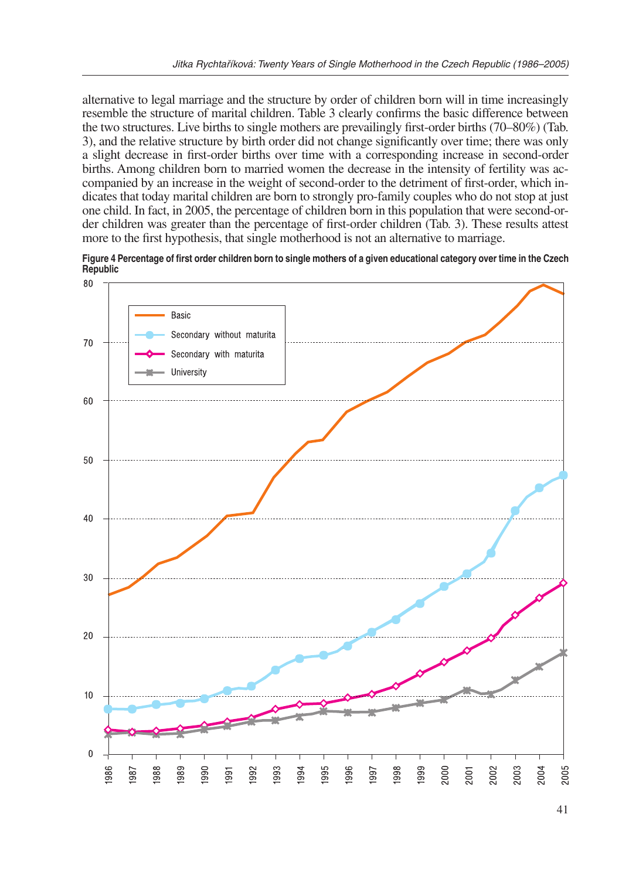alternative to legal marriage and the structure by order of children born will in time increasingly resemble the structure of marital children. Table 3 clearly confirms the basic difference between the two structures. Live births to single mothers are prevailingly first-order births (70–80%) (Tab. 3), and the relative structure by birth order did not change significantly over time; there was only a slight decrease in first-order births over time with a corresponding increase in second-order births. Among children born to married women the decrease in the intensity of fertility was accompanied by an increase in the weight of second-order to the detriment of first-order, which indicates that today marital children are born to strongly pro-family couples who do not stop at just one child. In fact, in 2005, the percentage of children born in this population that were second-order children was greater than the percentage of first-order children (Tab. 3). These results attest more to the first hypothesis, that single motherhood is not an alternative to marriage.

**Figure 4 Percentage of first order children born to single mothers of a given educational category over time in the Czech Republic**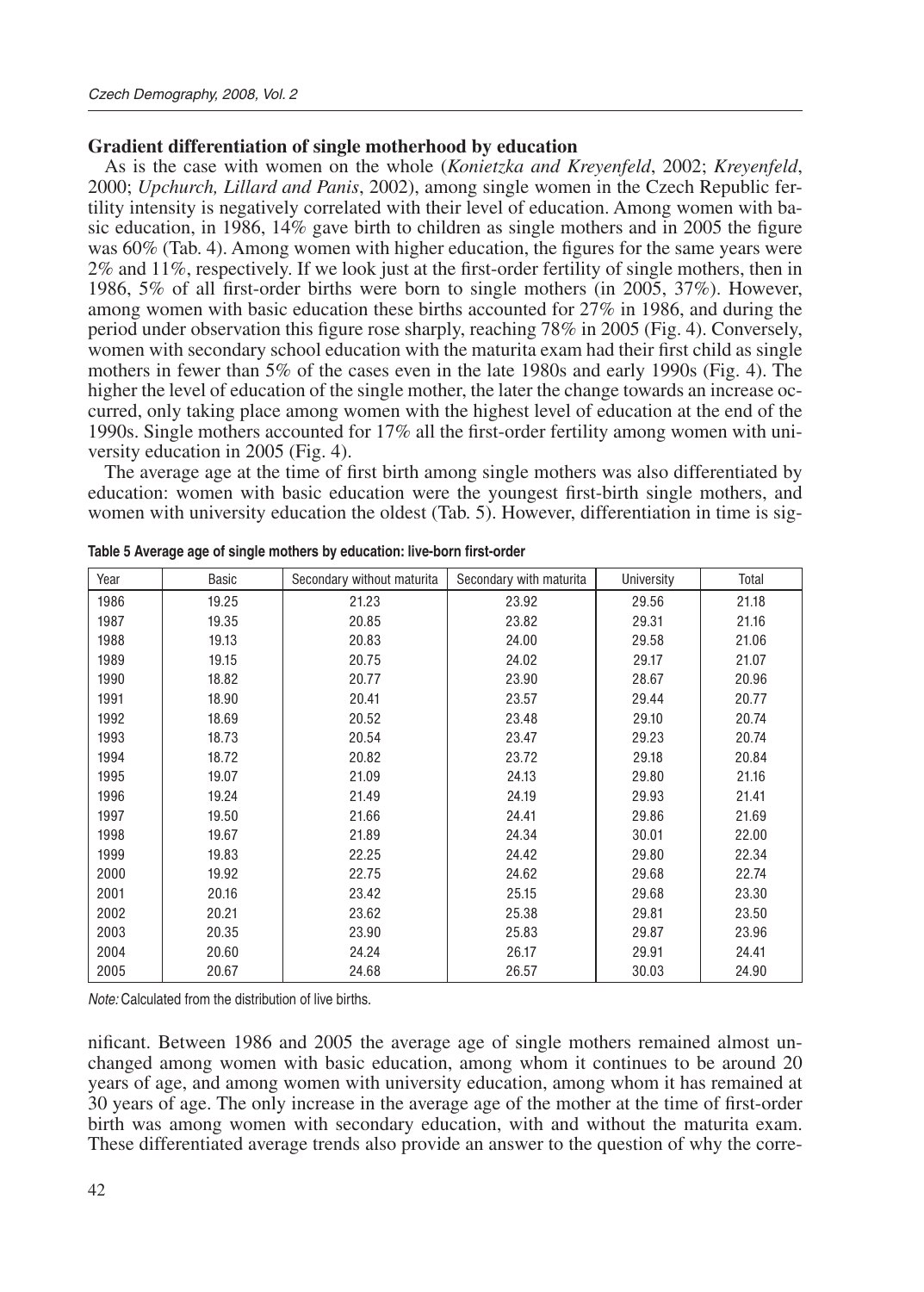## Gradient differentiation of single motherhood by education

As is the case with women on the whole (*Konietzka and Kreyenfeld*, 2002; *Kreyenfeld*, 2000; *Upchurch, Lillard and Panis*, 2002), among single women in the Czech Republic fertility intensity is negatively correlated with their level of education. Among women with basic education, in 1986, 14% gave birth to children as single mothers and in 2005 the figure was 60% (Tab. 4). Among women with higher education, the figures for the same years were 2% and 11%, respectively. If we look just at the first-order fertility of single mothers, then in 1986, 5% of all first-order births were born to single mothers (in 2005, 37%). However, among women with basic education these births accounted for 27% in 1986, and during the period under observation this figure rose sharply, reaching 78% in 2005 (Fig. 4). Conversely, women with secondary school education with the maturita exam had their first child as single mothers in fewer than 5% of the cases even in the late 1980s and early 1990s (Fig. 4). The higher the level of education of the single mother, the later the change towards an increase occurred, only taking place among women with the highest level of education at the end of the 1990s. Single mothers accounted for 17% all the first-order fertility among women with university education in 2005 (Fig. 4).

The average age at the time of first birth among single mothers was also differentiated by education: women with basic education were the youngest first-birth single mothers, and women with university education the oldest (Tab. 5). However, differentiation in time is significant. Between 1986 and 2005 the average age of single mothers remained almost unchanged among women with basic education, among whom it continues to be around 20 years of age, and among women with university education, among whom it has remained at 30 years of age. The only increase in the average age of the mother at the time of first-order birth was among women with secondary education, with and without the maturita exam. These differentiated average trends also provide an answer to the question of why the corre-

**Table 5 Average age of single mothers by education: live-born first-order**

| Year | Basic | Secondary without maturita | Secondary with maturita | University | Total |
|---|---|---|---|---|---|
| 1986 | 19.25 | 21.23 | 23.92 | 29.56 | 21.18 |
| 1987 | 19.35 | 20.85 | 23.82 | 29.31 | 21.16 |
| 1988 | 19.13 | 20.83 | 24.00 | 29.58 | 21.06 |
| 1989 | 19.15 | 20.75 | 24.02 | 29.17 | 21.07 |
| 1990 | 18.82 | 20.77 | 23.90 | 28.67 | 20.96 |
| 1991 | 18.90 | 20.41 | 23.57 | 29.44 | 20.77 |
| 1992 | 18.69 | 20.52 | 23.48 | 29.10 | 20.74 |
| 1993 | 18.73 | 20.54 | 23.47 | 29.23 | 20.74 |
| 1994 | 18.72 | 20.82 | 23.72 | 29.18 | 20.84 |
| 1995 | 19.07 | 21.09 | 24.13 | 29.80 | 21.16 |
| 1996 | 19.24 | 21.49 | 24.19 | 29.93 | 21.41 |
| 1997 | 19.50 | 21.66 | 24.41 | 29.86 | 21.69 |
| 1998 | 19.67 | 21.89 | 24.34 | 30.01 | 22.00 |
| 1999 | 19.83 | 22.25 | 24.42 | 29.80 | 22.34 |
| 2000 | 19.92 | 22.75 | 24.62 | 29.68 | 22.74 |
| 2001 | 20.16 | 23.42 | 25.15 | 29.68 | 23.30 |
| 2002 | 20.21 | 23.62 | 25.38 | 29.81 | 23.50 |
| 2003 | 20.35 | 23.90 | 25.83 | 29.87 | 23.96 |
| 2004 | 20.60 | 24.24 | 26.17 | 29.91 | 24.41 |
| 2005 | 20.67 | 24.68 | 26.57 | 30.03 | 24.90 |

*Note:* Calculated from the distribution of live births.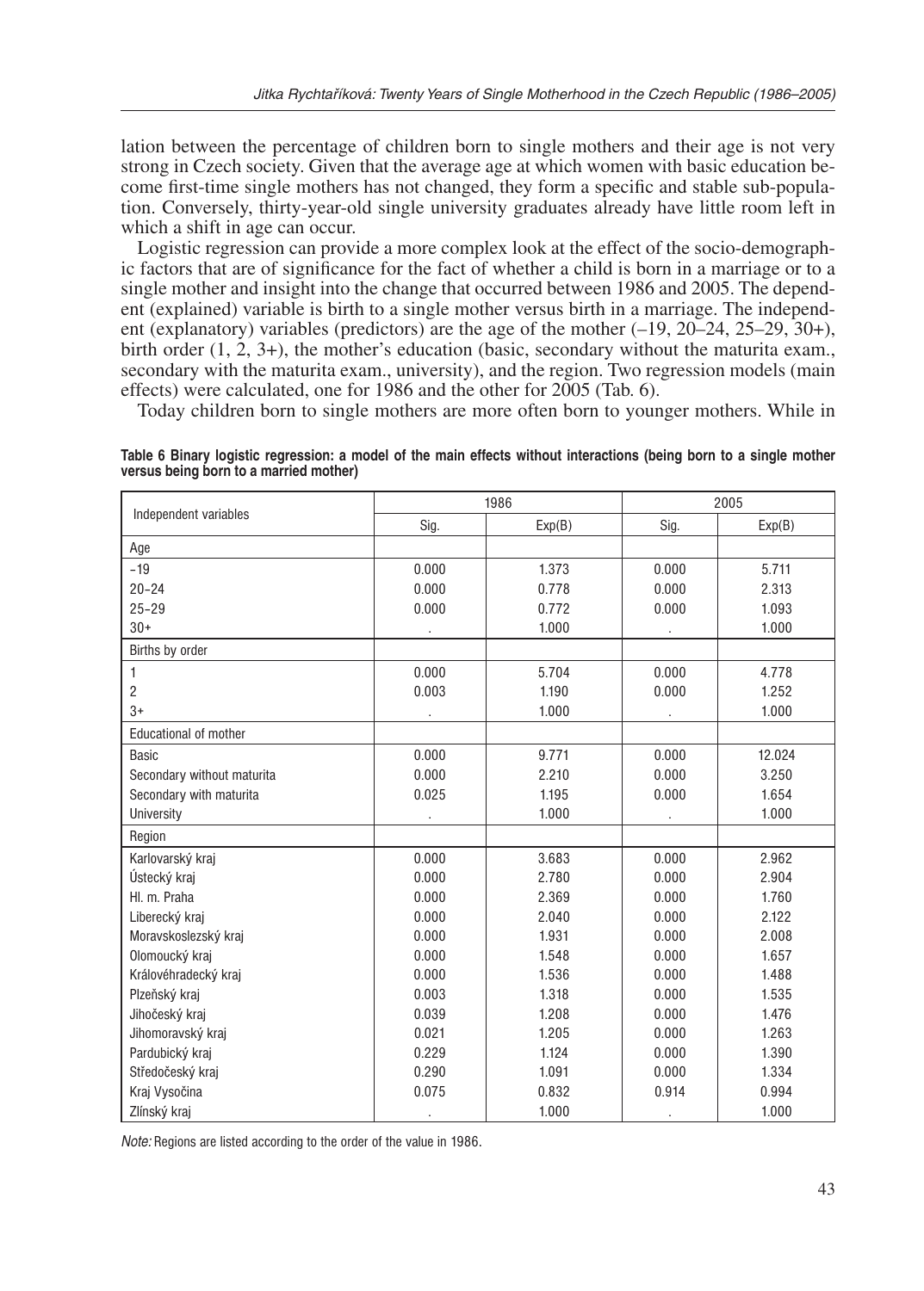lation between the percentage of children born to single mothers and their age is not very strong in Czech society. Given that the average age at which women with basic education become first-time single mothers has not changed, they form a specific and stable sub-population. Conversely, thirty-year-old single university graduates already have little room left in which a shift in age can occur.

Logistic regression can provide a more complex look at the effect of the socio-demographic factors that are of significance for the fact of whether a child is born in a marriage or to a single mother and insight into the change that occurred between 1986 and 2005. The dependent (explained) variable is birth to a single mother versus birth in a marriage. The independent (explanatory) variables (predictors) are the age of the mother (–19, 20–24, 25–29, 30+), birth order (1, 2, 3+), the mother's education (basic, secondary without the maturita exam., secondary with the maturita exam., university), and the region. Two regression models (main effects) were calculated, one for 1986 and the other for 2005 (Tab. 6).

Today children born to single mothers are more often born to younger mothers. While in

**Table 6 Binary logistic regression: a model of the main effects without interactions (being born to a single mother versus being born to a married mother)**

| Independent variables | 1986 | | 2005 | |
|---|---|---|---|---|
| | Sig. | Exp(B) | Sig. | Exp(B) |
| Age | | | | |
| –19 | 0.000 | 1.373 | 0.000 | 5.711 |
| 20–24 | 0.000 | 0.778 | 0.000 | 2.313 |
| 25–29 | 0.000 | 0.772 | 0.000 | 1.093 |
| 30+ | . | 1.000 | . | 1.000 |
| Births by order | | | | |
| 1 | 0.000 | 5.704 | 0.000 | 4.778 |
| 2 | 0.003 | 1.190 | 0.000 | 1.252 |
| 3+ | . | 1.000 | . | 1.000 |
| Educational of mother | | | | |
| Basic | 0.000 | 9.771 | 0.000 | 12.024 |
| Secondary without maturita | 0.000 | 2.210 | 0.000 | 3.250 |
| Secondary with maturita | 0.025 | 1.195 | 0.000 | 1.654 |
| University | . | 1.000 | . | 1.000 |
| Region | | | | |
| Karlovarský kraj | 0.000 | 3.683 | 0.000 | 2.962 |
| Ústecký kraj | 0.000 | 2.780 | 0.000 | 2.904 |
| Hl. m. Praha | 0.000 | 2.369 | 0.000 | 1.760 |
| Liberecký kraj | 0.000 | 2.040 | 0.000 | 2.122 |
| Moravskoslezský kraj | 0.000 | 1.931 | 0.000 | 2.008 |
| Olomoucký kraj | 0.000 | 1.548 | 0.000 | 1.657 |
| Královéhradecký kraj | 0.000 | 1.536 | 0.000 | 1.488 |
| Plzeňský kraj | 0.003 | 1.318 | 0.000 | 1.535 |
| Jihočeský kraj | 0.039 | 1.208 | 0.000 | 1.476 |
| Jihomoravský kraj | 0.021 | 1.205 | 0.000 | 1.263 |
| Pardubický kraj | 0.229 | 1.124 | 0.000 | 1.390 |
| Středočeský kraj | 0.290 | 1.091 | 0.000 | 1.334 |
| Kraj Vysočina | 0.075 | 0.832 | 0.914 | 0.994 |
| Zlínský kraj | . | 1.000 | . | 1.000 |

*Note:* Regions are listed according to the order of the value in 1986.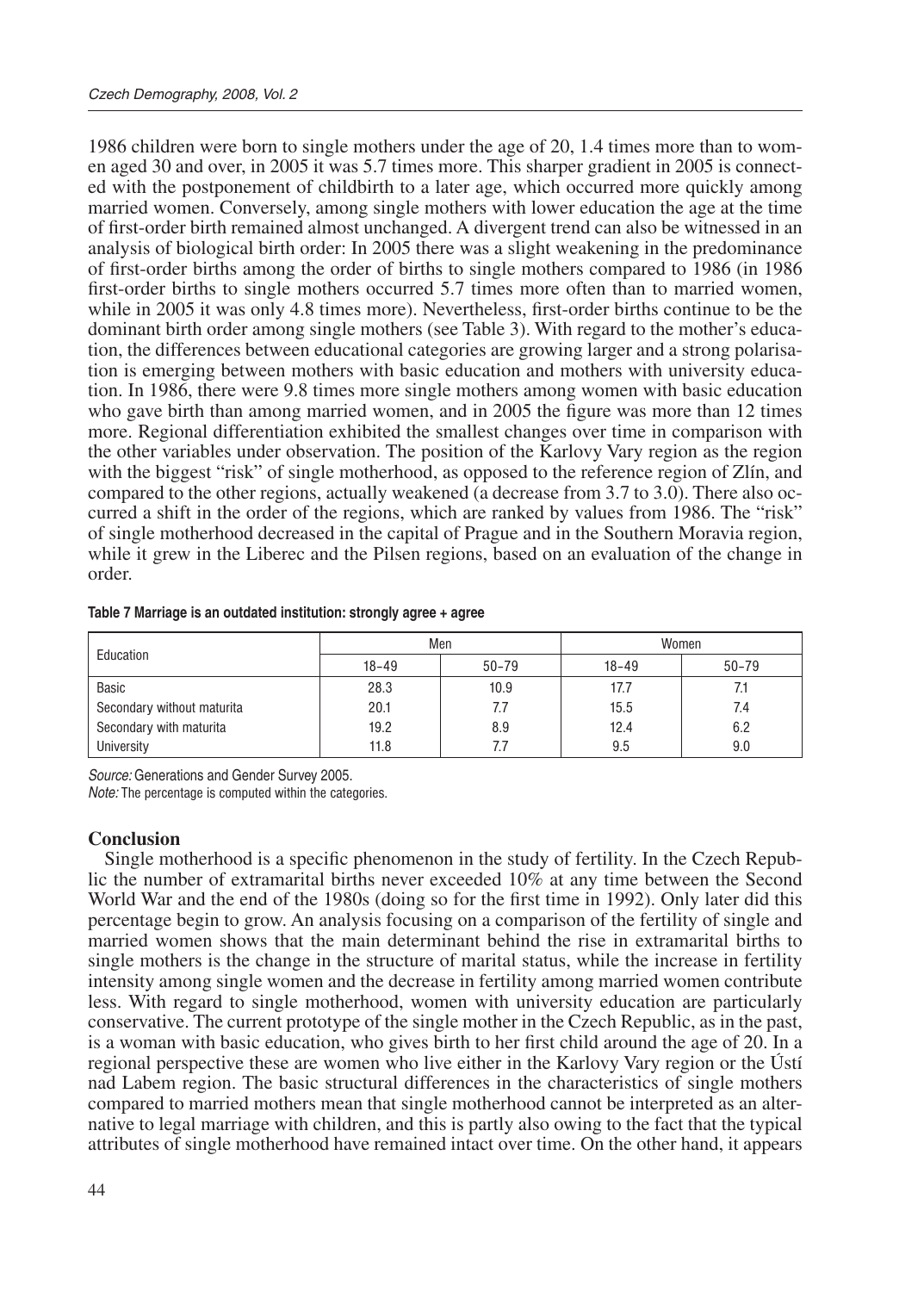1986 children were born to single mothers under the age of 20, 1.4 times more than to women aged 30 and over, in 2005 it was 5.7 times more. This sharper gradient in 2005 is connected with the postponement of childbirth to a later age, which occurred more quickly among married women. Conversely, among single mothers with lower education the age at the time of first-order birth remained almost unchanged. A divergent trend can also be witnessed in an analysis of biological birth order: In 2005 there was a slight weakening in the predominance of first-order births among the order of births to single mothers compared to 1986 (in 1986 first-order births to single mothers occurred 5.7 times more often than to married women, while in 2005 it was only 4.8 times more). Nevertheless, first-order births continue to be the dominant birth order among single mothers (see Table 3). With regard to the mother's education, the differences between educational categories are growing larger and a strong polarisation is emerging between mothers with basic education and mothers with university education. In 1986, there were 9.8 times more single mothers among women with basic education who gave birth than among married women, and in 2005 the figure was more than 12 times more. Regional differentiation exhibited the smallest changes over time in comparison with the other variables under observation. The position of the Karlovy Vary region as the region with the biggest "risk" of single motherhood, as opposed to the reference region of Zlín, and compared to the other regions, actually weakened (a decrease from 3.7 to 3.0). There also occurred a shift in the order of the regions, which are ranked by values from 1986. The "risk" of single motherhood decreased in the capital of Prague and in the Southern Moravia region, while it grew in the Liberec and the Pilsen regions, based on an evaluation of the change in order.

**Table 7 Marriage is an outdated institution: strongly agree + agree**

| Education | Men | | Women | |
|---|---|---|---|---|
| | 18–49 | 50–79 | 18–49 | 50–79 |
| Basic | 28.3 | 10.9 | 17.7 | 7.1 |
| Secondary without maturita | 20.1 | 7.7 | 15.5 | 7.4 |
| Secondary with maturita | 19.2 | 8.9 | 12.4 | 6.2 |
| University | 11.8 | 7.7 | 9.5 | 9.0 |

*Source:* Generations and Gender Survey 2005.
*Note:* The percentage is computed within the categories.

## Conclusion

Single motherhood is a specific phenomenon in the study of fertility. In the Czech Republic the number of extramarital births never exceeded 10% at any time between the Second World War and the end of the 1980s (doing so for the first time in 1992). Only later did this percentage begin to grow. An analysis focusing on a comparison of the fertility of single and married women shows that the main determinant behind the rise in extramarital births to single mothers is the change in the structure of marital status, while the increase in fertility intensity among single women and the decrease in fertility among married women contribute less. With regard to single motherhood, women with university education are particularly conservative. The current prototype of the single mother in the Czech Republic, as in the past, is a woman with basic education, who gives birth to her first child around the age of 20. In a regional perspective these are women who live either in the Karlovy Vary region or the Ústí nad Labem region. The basic structural differences in the characteristics of single mothers compared to married mothers mean that single motherhood cannot be interpreted as an alternative to legal marriage with children, and this is partly also owing to the fact that the typical attributes of single motherhood have remained intact over time. On the other hand, it appears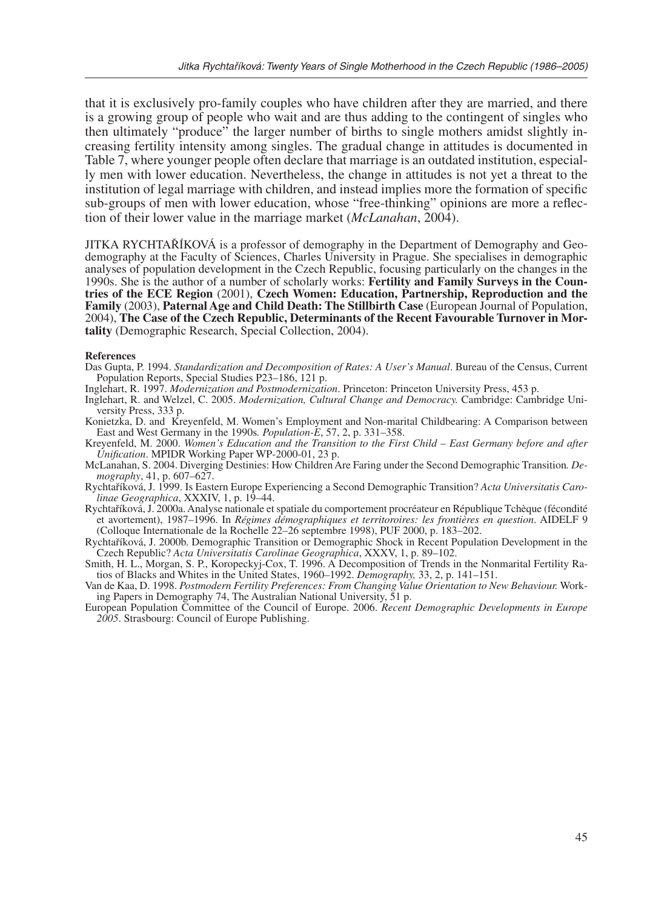that it is exclusively pro-family couples who have children after they are married, and there is a growing group of people who wait and are thus adding to the contingent of singles who then ultimately "produce" the larger number of births to single mothers amidst slightly increasing fertility intensity among singles. The gradual change in attitudes is documented in Table 7, where younger people often declare that marriage is an outdated institution, especially men with lower education. Nevertheless, the change in attitudes is not yet a threat to the institution of legal marriage with children, and instead implies more the formation of specific sub-groups of men with lower education, whose "free-thinking" opinions are more a reflection of their lower value in the marriage market (*McLanahan*, 2004).

JITKA RYCHTAŘÍKOVÁ is a professor of demography in the Department of Demography and Geodemography at the Faculty of Sciences, Charles University in Prague. She specialises in demographic analyses of population development in the Czech Republic, focusing particularly on the changes in the 1990s. She is the author of a number of scholarly works: **Fertility and Family Surveys in the Countries of the ECE Region** (2001), **Czech Women: Education, Partnership, Reproduction and the Family** (2003), **Paternal Age and Child Death: The Stillbirth Case** (European Journal of Population, 2004), **The Case of the Czech Republic, Determinants of the Recent Favourable Turnover in Mortality** (Demographic Research, Special Collection, 2004).

**References**

Das Gupta, P. 1994. *Standardization and Decomposition of Rates: A User's Manual*. Bureau of the Census, Current Population Reports, Special Studies P23–186, 121 p.

Inglehart, R. 1997. *Modernization and Postmodernization*. Princeton: Princeton University Press, 453 p.

Inglehart, R. and Welzel, C. 2005. *Modernization, Cultural Change and Democracy.* Cambridge: Cambridge University Press, 333 p.

Konietzka, D. and Kreyenfeld, M. Women's Employment and Non-marital Childbearing: A Comparison between East and West Germany in the 1990s*. Population-E*, 57, 2, p. 331–358.

Kreyenfeld, M. 2000. *Women's Education and the Transition to the First Child – East Germany before and after Unification*. MPIDR Working Paper WP-2000-01, 23 p.

McLanahan, S. 2004. Diverging Destinies: How Children Are Faring under the Second Demographic Transition*. Demography*, 41, p. 607–627.

Rychtaříková, J. 1999. Is Eastern Europe Experiencing a Second Demographic Transition? *Acta Universitatis Carolinae Geographica*, XXXIV, 1, p. 19–44.

Rychtaříková, J. 2000a. Analyse nationale et spatiale du comportement procréateur en République Tchèque (fécondité et avortement), 1987–1996. In *Régimes démographiques et territoroires: les frontières en question*. AIDELF 9 (Colloque Internationale de la Rochelle 22–26 septembre 1998), PUF 2000, p. 183–202.

Rychtaříková, J. 2000b. Demographic Transition or Demographic Shock in Recent Population Development in the Czech Republic? *Acta Universitatis Carolinae Geographica*, XXXV, 1, p. 89–102.

Smith, H. L., Morgan, S. P., Koropeckyj-Cox, T. 1996. A Decomposition of Trends in the Nonmarital Fertility Ratios of Blacks and Whites in the United States, 1960–1992. *Demography,* 33, 2, p. 141–151.

Van de Kaa, D. 1998. *Postmodern Fertility Preferences: From Changing Value Orientation to New Behaviour.* Working Papers in Demography 74, The Australian National University, 51 p.

European Population Committee of the Council of Europe. 2006. *Recent Demographic Developments in Europe 2005*. Strasbourg: Council of Europe Publishing.